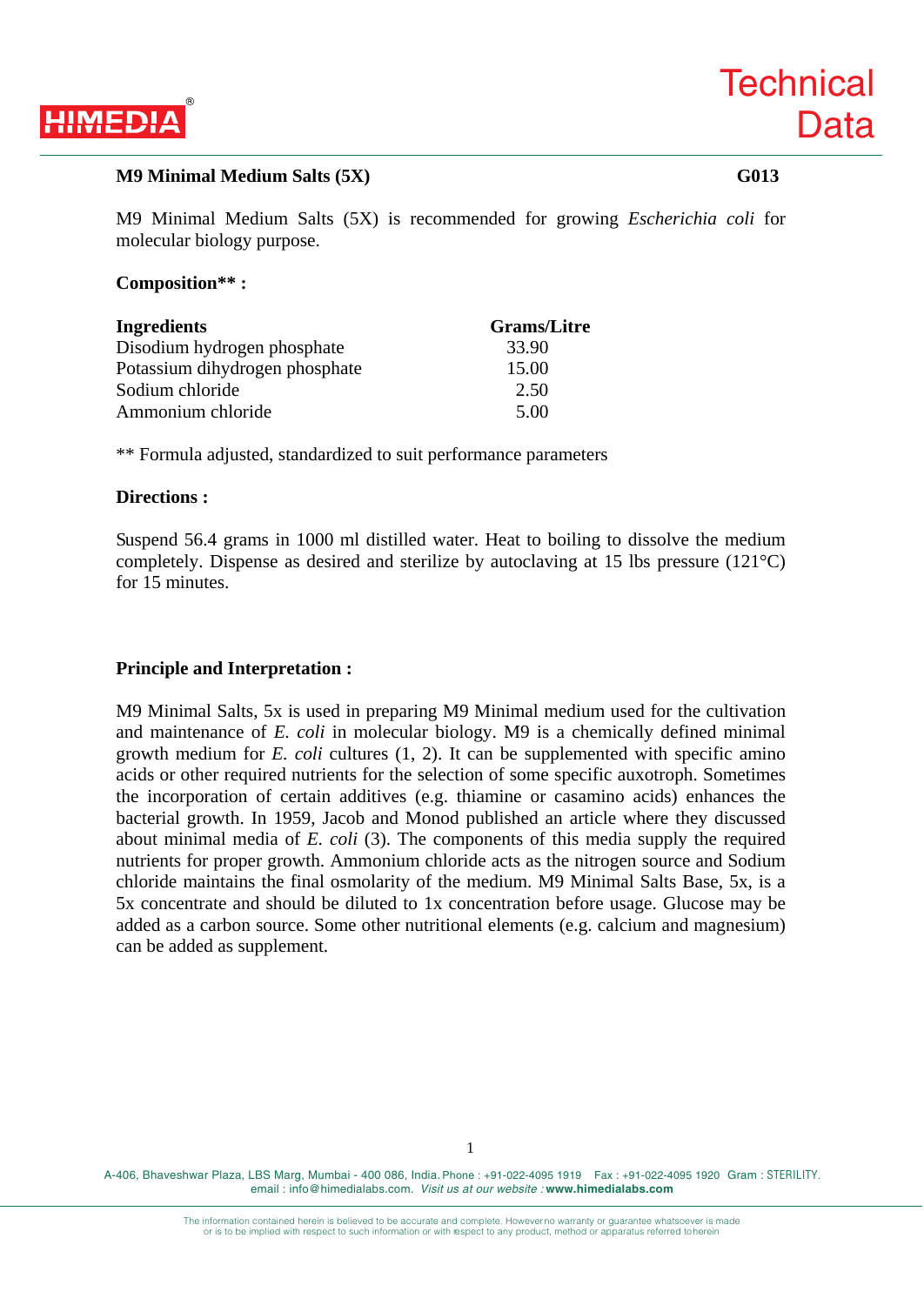**Technical Data**

# M9 Minimal Medium Salts (5X) — G013

M9 Minimal Medium Salts (5X) is recommended for growing *Escherichia coli* for molecular biology purpose.

## Composition** :

| Ingredients | Grams/Litre |
|---|---|
| Disodium hydrogen phosphate | 33.90 |
| Potassium dihydrogen phosphate | 15.00 |
| Sodium chloride | 2.50 |
| Ammonium chloride | 5.00 |

** Formula adjusted, standardized to suit performance parameters

## Directions :

Suspend 56.4 grams in 1000 ml distilled water. Heat to boiling to dissolve the medium completely. Dispense as desired and sterilize by autoclaving at 15 lbs pressure (121°C) for 15 minutes.

## Principle and Interpretation :

M9 Minimal Salts, 5x is used in preparing M9 Minimal medium used for the cultivation and maintenance of *E. coli* in molecular biology. M9 is a chemically defined minimal growth medium for *E. coli* cultures (1, 2). It can be supplemented with specific amino acids or other required nutrients for the selection of some specific auxotroph. Sometimes the incorporation of certain additives (e.g. thiamine or casamino acids) enhances the bacterial growth. In 1959, Jacob and Monod published an article where they discussed about minimal media of *E. coli* (3). The components of this media supply the required nutrients for proper growth. Ammonium chloride acts as the nitrogen source and Sodium chloride maintains the final osmolarity of the medium. M9 Minimal Salts Base, 5x, is a 5x concentrate and should be diluted to 1x concentration before usage. Glucose may be added as a carbon source. Some other nutritional elements (e.g. calcium and magnesium) can be added as supplement.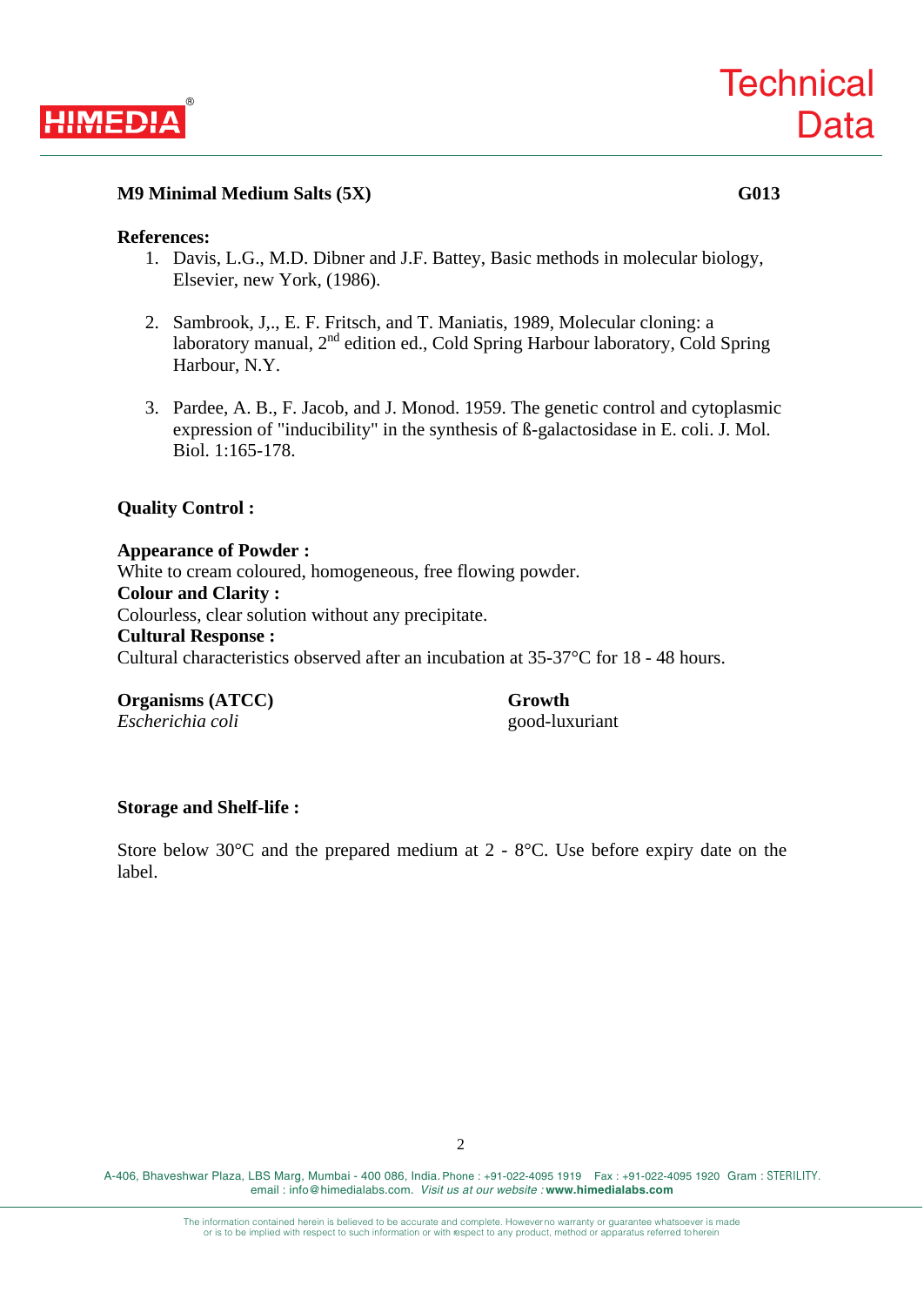**M9 Minimal Medium Salts (5X)** **G013**

**References:**

1. Davis, L.G., M.D. Dibner and J.F. Battey, Basic methods in molecular biology, Elsevier, new York, (1986).

2. Sambrook, J,., E. F. Fritsch, and T. Maniatis, 1989, Molecular cloning: a laboratory manual, 2nd edition ed., Cold Spring Harbour laboratory, Cold Spring Harbour, N.Y.

3. Pardee, A. B., F. Jacob, and J. Monod. 1959. The genetic control and cytoplasmic expression of "inducibility" in the synthesis of ß-galactosidase in E. coli. J. Mol. Biol. 1:165-178.

**Quality Control :**

**Appearance of Powder :**
White to cream coloured, homogeneous, free flowing powder.
**Colour and Clarity :**
Colourless, clear solution without any precipitate.
**Cultural Response :**
Cultural characteristics observed after an incubation at 35-37°C for 18 - 48 hours.

| Organisms (ATCC) | Growth |
|---|---|
| *Escherichia coli* | good-luxuriant |

**Storage and Shelf-life :**

Store below 30°C and the prepared medium at 2 - 8°C. Use before expiry date on the label.

A-406, Bhaveshwar Plaza, LBS Marg, Mumbai - 400 086, India. Phone : +91-022-4095 1919 Fax : +91-022-4095 1920 Gram : STERILITY.
email : info@himedialabs.com. *Visit us at our website :* **www.himedialabs.com**

The information contained herein is believed to be accurate and complete. However no warranty or guarantee whatsoever is made or is to be implied with respect to such information or with respect to any product, method or apparatus referred to herein